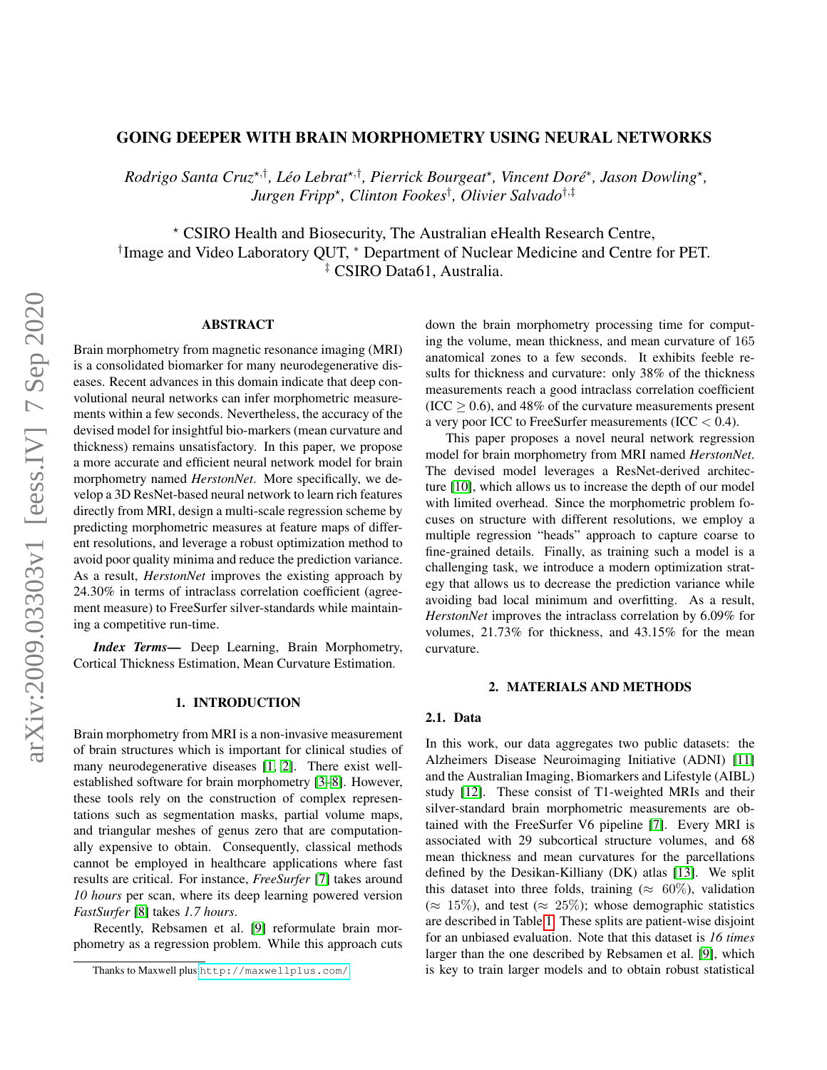# GOING DEEPER WITH BRAIN MORPHOMETRY USING NEURAL NETWORKS

*Rodrigo Santa Cruz*[⋆,†]*, Léo Lebrat*[⋆,†]*, Pierrick Bourgeat*[⋆]*, Vincent Doré*[∗]*, Jason Dowling*[⋆]*, Jurgen Fripp*[⋆]*, Clinton Fookes*[†]*, Olivier Salvado*[†,‡]

[⋆] CSIRO Health and Biosecurity, The Australian eHealth Research Centre,
[†]Image and Video Laboratory QUT, [∗] Department of Nuclear Medicine and Centre for PET.
[‡] CSIRO Data61, Australia.

## ABSTRACT

Brain morphometry from magnetic resonance imaging (MRI) is a consolidated biomarker for many neurodegenerative diseases. Recent advances in this domain indicate that deep convolutional neural networks can infer morphometric measurements within a few seconds. Nevertheless, the accuracy of the devised model for insightful bio-markers (mean curvature and thickness) remains unsatisfactory. In this paper, we propose a more accurate and efficient neural network model for brain morphometry named *HerstonNet*. More specifically, we develop a 3D ResNet-based neural network to learn rich features directly from MRI, design a multi-scale regression scheme by predicting morphometric measures at feature maps of different resolutions, and leverage a robust optimization method to avoid poor quality minima and reduce the prediction variance. As a result, *HerstonNet* improves the existing approach by 24.30% in terms of intraclass correlation coefficient (agreement measure) to FreeSurfer silver-standards while maintaining a competitive run-time.

***Index Terms*—** Deep Learning, Brain Morphometry, Cortical Thickness Estimation, Mean Curvature Estimation.

## 1. INTRODUCTION

Brain morphometry from MRI is a non-invasive measurement of brain structures which is important for clinical studies of many neurodegenerative diseases [1, 2]. There exist well-established software for brain morphometry [3–8]. However, these tools rely on the construction of complex representations such as segmentation masks, partial volume maps, and triangular meshes of genus zero that are computationally expensive to obtain. Consequently, classical methods cannot be employed in healthcare applications where fast results are critical. For instance, *FreeSurfer* [7] takes around *10 hours* per scan, where its deep learning powered version *FastSurfer* [8] takes *1.7 hours*.

Recently, Rebsamen et al. [9] reformulate brain morphometry as a regression problem. While this approach cuts down the brain morphometry processing time for computing the volume, mean thickness, and mean curvature of 165 anatomical zones to a few seconds. It exhibits feeble results for thickness and curvature: only 38% of the thickness measurements reach a good intraclass correlation coefficient (ICC $\geq 0.6$), and 48% of the curvature measurements present a very poor ICC to FreeSurfer measurements (ICC $< 0.4$).

This paper proposes a novel neural network regression model for brain morphometry from MRI named *HerstonNet*. The devised model leverages a ResNet-derived architecture [10], which allows us to increase the depth of our model with limited overhead. Since the morphometric problem focuses on structure with different resolutions, we employ a multiple regression "heads" approach to capture coarse to fine-grained details. Finally, as training such a model is a challenging task, we introduce a modern optimization strategy that allows us to decrease the prediction variance while avoiding bad local minimum and overfitting. As a result, *HerstonNet* improves the intraclass correlation by 6.09% for volumes, 21.73% for thickness, and 43.15% for the mean curvature.

## 2. MATERIALS AND METHODS

### 2.1. Data

In this work, our data aggregates two public datasets: the Alzheimers Disease Neuroimaging Initiative (ADNI) [11] and the Australian Imaging, Biomarkers and Lifestyle (AIBL) study [12]. These consist of T1-weighted MRIs and their silver-standard brain morphometric measurements are obtained with the FreeSurfer V6 pipeline [7]. Every MRI is associated with 29 subcortical structure volumes, and 68 mean thickness and mean curvatures for the parcellations defined by the Desikan-Killiany (DK) atlas [13]. We split this dataset into three folds, training ($\approx 60\%$), validation ($\approx 15\%$), and test ($\approx 25\%$); whose demographic statistics are described in Table 1. These splits are patient-wise disjoint for an unbiased evaluation. Note that this dataset is *16 times* larger than the one described by Rebsamen et al. [9], which is key to train larger models and to obtain robust statistical

Thanks to Maxwell plus http://maxwellplus.com/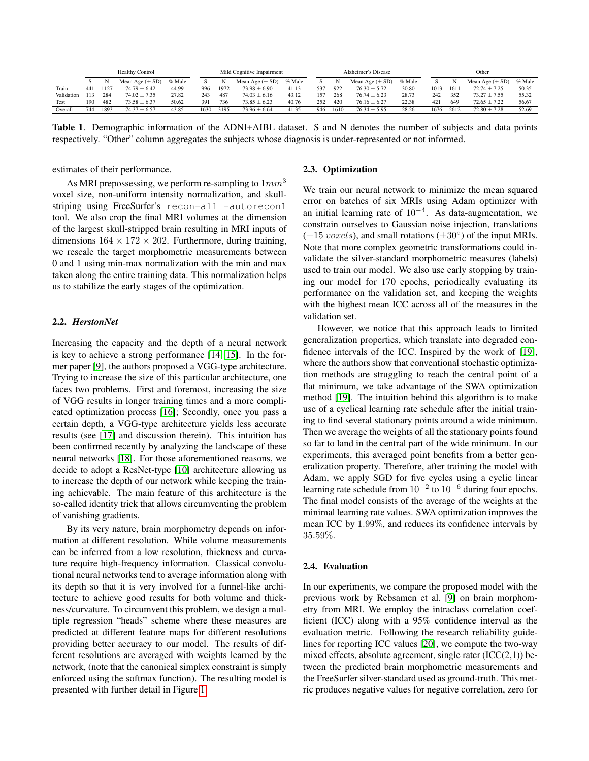| | Healthy Control | | | | Mild Cognitive Impairment | | | | Alzheimer's Disease | | | | Other | | | |
|---|---|---|---|---|---|---|---|---|---|---|---|---|---|---|---|---|
| | S | N | Mean Age (± SD) | % Male | S | N | Mean Age (± SD) | % Male | S | N | Mean Age (± SD) | % Male | S | N | Mean Age (± SD) | % Male |
| Train | 441 | 1127 | 74.79 ± 6.42 | 44.99 | 996 | 1972 | 73.98 ± 6.90 | 41.13 | 537 | 922 | 76.30 ± 5.72 | 30.80 | 1013 | 1611 | 72.74 ± 7.25 | 50.35 |
| Validation | 113 | 284 | 74.02 ± 7.35 | 27.82 | 243 | 487 | 74.03 ± 6.16 | 43.12 | 157 | 268 | 76.74 ± 6.23 | 28.73 | 242 | 352 | 73.27 ± 7.55 | 55.32 |
| Test | 190 | 482 | 73.58 ± 6.37 | 50.62 | 391 | 736 | 73.85 ± 6.23 | 40.76 | 252 | 420 | 76.16 ± 6.27 | 22.38 | 421 | 649 | 72.65 ± 7.22 | 56.67 |
| Overall | 744 | 1893 | 74.37 ± 6.57 | 43.85 | 1630 | 3195 | 73.96 ± 6.64 | 41.35 | 946 | 1610 | 76.34 ± 5.95 | 28.26 | 1676 | 2612 | 72.80 ± 7.28 | 52.69 |

**Table 1**. Demographic information of the ADNI+AIBL dataset. S and N denotes the number of subjects and data points respectively. "Other" column aggregates the subjects whose diagnosis is under-represented or not informed.

estimates of their performance.

As MRI prepossessing, we perform re-sampling to $1mm^3$ voxel size, non-uniform intensity normalization, and skull-striping using FreeSurfer's `recon-all -autorecon1` tool. We also crop the final MRI volumes at the dimension of the largest skull-stripped brain resulting in MRI inputs of dimensions $164 \times 172 \times 202$. Furthermore, during training, we rescale the target morphometric measurements between 0 and 1 using min-max normalization with the min and max taken along the entire training data. This normalization helps us to stabilize the early stages of the optimization.

### 2.2. *HerstonNet*

Increasing the capacity and the depth of a neural network is key to achieve a strong performance [14, 15]. In the former paper [9], the authors proposed a VGG-type architecture. Trying to increase the size of this particular architecture, one faces two problems. First and foremost, increasing the size of VGG results in longer training times and a more complicated optimization process [16]; Secondly, once you pass a certain depth, a VGG-type architecture yields less accurate results (see [17] and discussion therein). This intuition has been confirmed recently by analyzing the landscape of these neural networks [18]. For those aforementioned reasons, we decide to adopt a ResNet-type [10] architecture allowing us to increase the depth of our network while keeping the training achievable. The main feature of this architecture is the so-called identity trick that allows circumventing the problem of vanishing gradients.

By its very nature, brain morphometry depends on information at different resolution. While volume measurements can be inferred from a low resolution, thickness and curvature require high-frequency information. Classical convolutional neural networks tend to average information along with its depth so that it is very involved for a funnel-like architecture to achieve good results for both volume and thickness/curvature. To circumvent this problem, we design a multiple regression "heads" scheme where these measures are predicted at different feature maps for different resolutions providing better accuracy to our model. The results of different resolutions are averaged with weights learned by the network, (note that the canonical simplex constraint is simply enforced using the softmax function). The resulting model is presented with further detail in Figure 1.

### 2.3. Optimization

We train our neural network to minimize the mean squared error on batches of six MRIs using Adam optimizer with an initial learning rate of $10^{-4}$. As data-augmentation, we constrain ourselves to Gaussian noise injection, translations ($\pm 15\ voxels$), and small rotations ($\pm 30°$) of the input MRIs. Note that more complex geometric transformations could invalidate the silver-standard morphometric measures (labels) used to train our model. We also use early stopping by training our model for 170 epochs, periodically evaluating its performance on the validation set, and keeping the weights with the highest mean ICC across all of the measures in the validation set.

However, we notice that this approach leads to limited generalization properties, which translate into degraded confidence intervals of the ICC. Inspired by the work of [19], where the authors show that conventional stochastic optimization methods are struggling to reach the central point of a flat minimum, we take advantage of the SWA optimization method [19]. The intuition behind this algorithm is to make use of a cyclical learning rate schedule after the initial training to find several stationary points around a wide minimum. Then we average the weights of all the stationary points found so far to land in the central part of the wide minimum. In our experiments, this averaged point benefits from a better generalization property. Therefore, after training the model with Adam, we apply SGD for five cycles using a cyclic linear learning rate schedule from $10^{-2}$ to $10^{-6}$ during four epochs. The final model consists of the average of the weights at the minimal learning rate values. SWA optimization improves the mean ICC by $1.99\%$, and reduces its confidence intervals by $35.59\%$.

### 2.4. Evaluation

In our experiments, we compare the proposed model with the previous work by Rebsamen et al. [9] on brain morphometry from MRI. We employ the intraclass correlation coefficient (ICC) along with a 95% confidence interval as the evaluation metric. Following the research reliability guidelines for reporting ICC values [20], we compute the two-way mixed effects, absolute agreement, single rater (ICC(2,1)) between the predicted brain morphometric measurements and the FreeSurfer silver-standard used as ground-truth. This metric produces negative values for negative correlation, zero for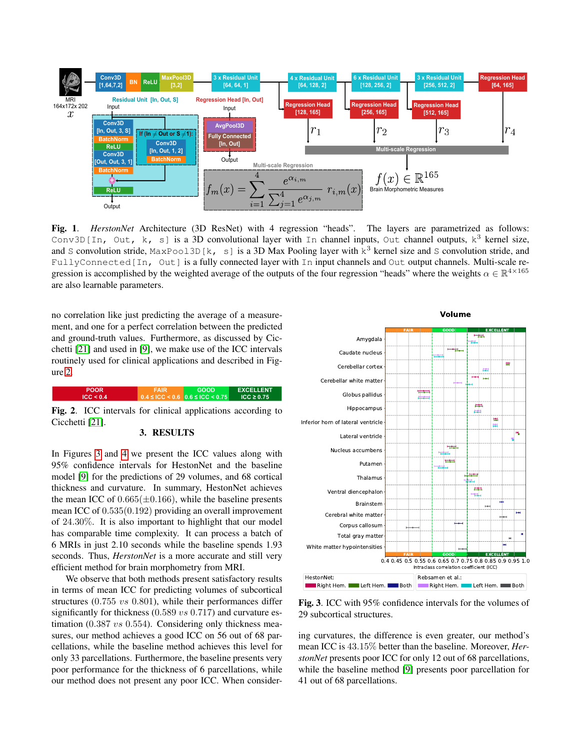**Fig. 1**. *HerstonNet* Architecture (3D ResNet) with 4 regression "heads". The layers are parametrized as follows: `Conv3D[In, Out, k, s]` is a 3D convolutional layer with `In` channel inputs, `Out` channel outputs, $k^3$ kernel size, and `S` convolution stride, `MaxPool3D[k, s]` is a 3D Max Pooling layer with $k^3$ kernel size and `S` convolution stride, and `FullyConnected[In, Out]` is a fully connected layer with `In` input channels and `Out` output channels. Multi-scale regression is accomplished by the weighted average of the outputs of the four regression "heads" where the weights $\alpha \in \mathbb{R}^{4\times165}$ are also learnable parameters.

no correlation like just predicting the average of a measurement, and one for a perfect correlation between the predicted and ground-truth values. Furthermore, as discussed by Cicchetti [21] and used in [9], we make use of the ICC intervals routinely used for clinical applications and described in Figure 2.

| POOR | FAIR | GOOD | EXCELLENT |
|---|---|---|---|
| ICC < 0.4 | 0.4 ≤ ICC < 0.6 | 0.6 ≤ ICC < 0.75 | ICC ≥ 0.75 |

**Fig. 2**. ICC intervals for clinical applications according to Cicchetti [21].

## 3. RESULTS

In Figures 3 and 4 we present the ICC values along with 95% confidence intervals for the HestonNet and the baseline model [9] for the predictions of 29 volumes, and 68 cortical thickness and curvature. In summary, HestonNet achieves the mean ICC of $0.665(\pm0.166)$, while the baseline presents mean ICC of $0.535(0.192)$ providing an overall improvement of $24.30\%$. It is also important to highlight that our model has comparable time complexity. It can process a batch of 6 MRIs in just 2.10 seconds while the baseline spends 1.93 seconds. Thus, *HerstonNet* is a more accurate and still very efficient method for brain morphometry from MRI.

We observe that both methods present satisfactory results in terms of mean ICC for predicting volumes of subcortical structures ($0.755$ *vs* $0.801$), while their performances differ significantly for thickness ($0.589$ *vs* $0.717$) and curvature estimation ($0.387$ *vs* $0.554$). Considering only thickness measures, our method achieves a good ICC on 56 out of 68 parcellations, while the baseline method achieves this level for only 33 parcellations. Furthermore, the baseline presents very poor performance for the thickness of 6 parcellations, while our method does not present any poor ICC. When considering curvatures, the difference is even greater, our method's mean ICC is 43.15% better than the baseline. Moreover, *HerstonNet* presents poor ICC for only 12 out of 68 parcellations, while the baseline method [9] presents poor parcellation for 41 out of 68 parcellations.

**Fig. 3**. ICC with 95% confidence intervals for the volumes of 29 subcortical structures.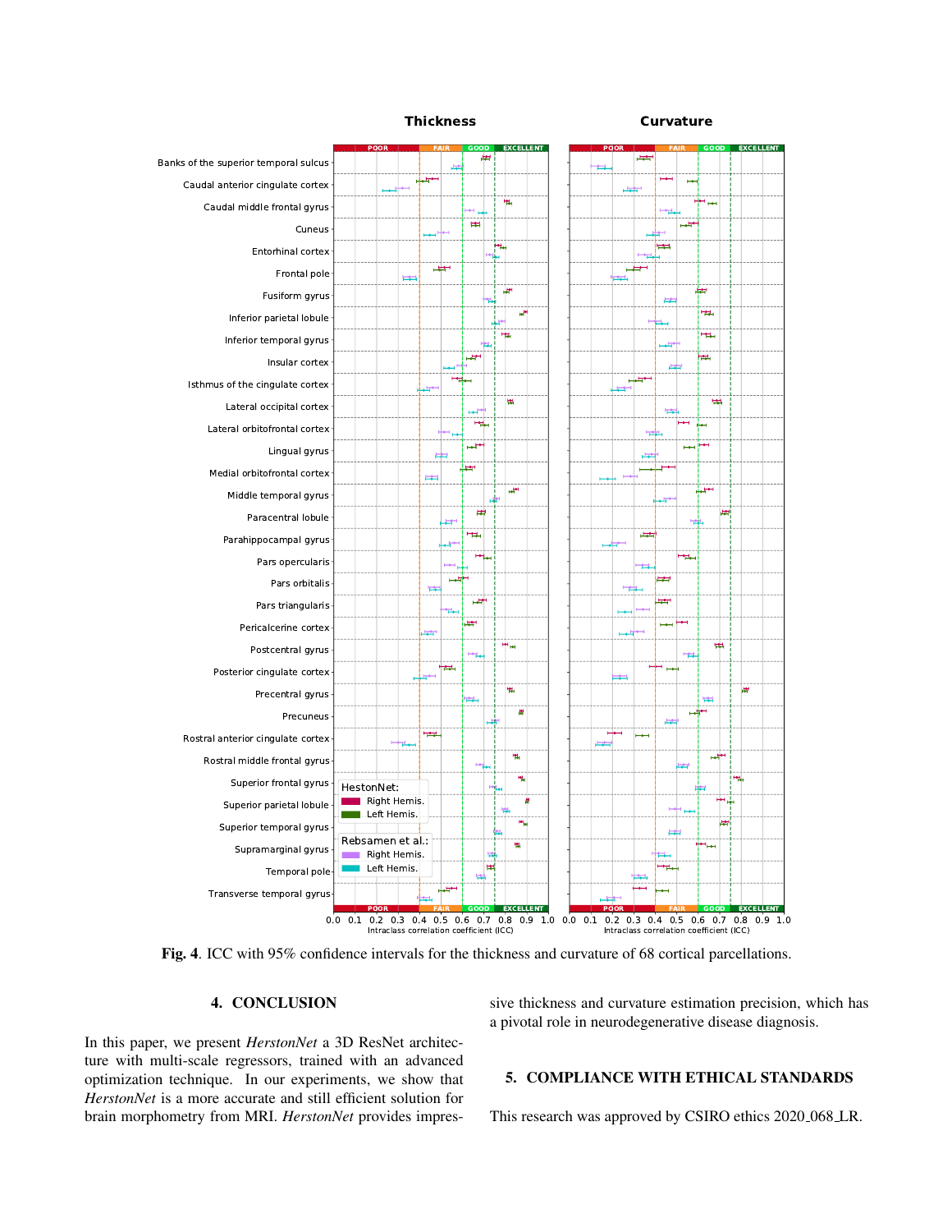**Fig. 4**. ICC with 95% confidence intervals for the thickness and curvature of 68 cortical parcellations.

## 4. CONCLUSION

In this paper, we present *HerstonNet* a 3D ResNet architecture with multi-scale regressors, trained with an advanced optimization technique. In our experiments, we show that *HerstonNet* is a more accurate and still efficient solution for brain morphometry from MRI. *HerstonNet* provides impressive thickness and curvature estimation precision, which has a pivotal role in neurodegenerative disease diagnosis.

## 5. COMPLIANCE WITH ETHICAL STANDARDS

This research was approved by CSIRO ethics 2020_068_LR.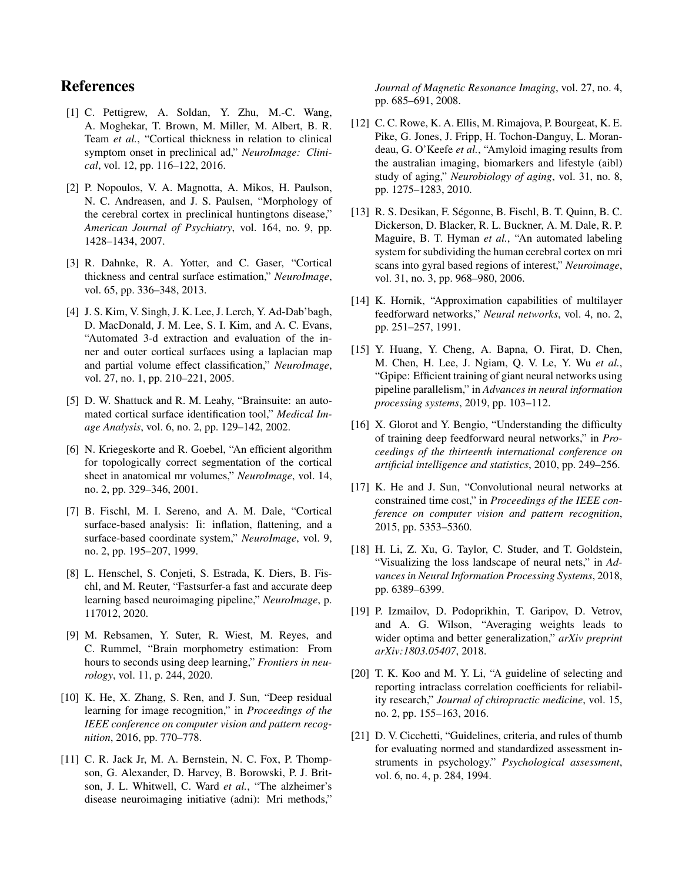# References

[1] C. Pettigrew, A. Soldan, Y. Zhu, M.-C. Wang, A. Moghekar, T. Brown, M. Miller, M. Albert, B. R. Team *et al.*, "Cortical thickness in relation to clinical symptom onset in preclinical ad," *NeuroImage: Clinical*, vol. 12, pp. 116–122, 2016.

[2] P. Nopoulos, V. A. Magnotta, A. Mikos, H. Paulson, N. C. Andreasen, and J. S. Paulsen, "Morphology of the cerebral cortex in preclinical huntingtons disease," *American Journal of Psychiatry*, vol. 164, no. 9, pp. 1428–1434, 2007.

[3] R. Dahnke, R. A. Yotter, and C. Gaser, "Cortical thickness and central surface estimation," *NeuroImage*, vol. 65, pp. 336–348, 2013.

[4] J. S. Kim, V. Singh, J. K. Lee, J. Lerch, Y. Ad-Dab'bagh, D. MacDonald, J. M. Lee, S. I. Kim, and A. C. Evans, "Automated 3-d extraction and evaluation of the inner and outer cortical surfaces using a laplacian map and partial volume effect classification," *NeuroImage*, vol. 27, no. 1, pp. 210–221, 2005.

[5] D. W. Shattuck and R. M. Leahy, "Brainsuite: an automated cortical surface identification tool," *Medical Image Analysis*, vol. 6, no. 2, pp. 129–142, 2002.

[6] N. Kriegeskorte and R. Goebel, "An efficient algorithm for topologically correct segmentation of the cortical sheet in anatomical mr volumes," *NeuroImage*, vol. 14, no. 2, pp. 329–346, 2001.

[7] B. Fischl, M. I. Sereno, and A. M. Dale, "Cortical surface-based analysis: Ii: inflation, flattening, and a surface-based coordinate system," *NeuroImage*, vol. 9, no. 2, pp. 195–207, 1999.

[8] L. Henschel, S. Conjeti, S. Estrada, K. Diers, B. Fischl, and M. Reuter, "Fastsurfer-a fast and accurate deep learning based neuroimaging pipeline," *NeuroImage*, p. 117012, 2020.

[9] M. Rebsamen, Y. Suter, R. Wiest, M. Reyes, and C. Rummel, "Brain morphometry estimation: From hours to seconds using deep learning," *Frontiers in neurology*, vol. 11, p. 244, 2020.

[10] K. He, X. Zhang, S. Ren, and J. Sun, "Deep residual learning for image recognition," in *Proceedings of the IEEE conference on computer vision and pattern recognition*, 2016, pp. 770–778.

[11] C. R. Jack Jr, M. A. Bernstein, N. C. Fox, P. Thompson, G. Alexander, D. Harvey, B. Borowski, P. J. Britson, J. L. Whitwell, C. Ward *et al.*, "The alzheimer's disease neuroimaging initiative (adni): Mri methods," *Journal of Magnetic Resonance Imaging*, vol. 27, no. 4, pp. 685–691, 2008.

[12] C. C. Rowe, K. A. Ellis, M. Rimajova, P. Bourgeat, K. E. Pike, G. Jones, J. Fripp, H. Tochon-Danguy, L. Morandeau, G. O'Keefe *et al.*, "Amyloid imaging results from the australian imaging, biomarkers and lifestyle (aibl) study of aging," *Neurobiology of aging*, vol. 31, no. 8, pp. 1275–1283, 2010.

[13] R. S. Desikan, F. Ségonne, B. Fischl, B. T. Quinn, B. C. Dickerson, D. Blacker, R. L. Buckner, A. M. Dale, R. P. Maguire, B. T. Hyman *et al.*, "An automated labeling system for subdividing the human cerebral cortex on mri scans into gyral based regions of interest," *Neuroimage*, vol. 31, no. 3, pp. 968–980, 2006.

[14] K. Hornik, "Approximation capabilities of multilayer feedforward networks," *Neural networks*, vol. 4, no. 2, pp. 251–257, 1991.

[15] Y. Huang, Y. Cheng, A. Bapna, O. Firat, D. Chen, M. Chen, H. Lee, J. Ngiam, Q. V. Le, Y. Wu *et al.*, "Gpipe: Efficient training of giant neural networks using pipeline parallelism," in *Advances in neural information processing systems*, 2019, pp. 103–112.

[16] X. Glorot and Y. Bengio, "Understanding the difficulty of training deep feedforward neural networks," in *Proceedings of the thirteenth international conference on artificial intelligence and statistics*, 2010, pp. 249–256.

[17] K. He and J. Sun, "Convolutional neural networks at constrained time cost," in *Proceedings of the IEEE conference on computer vision and pattern recognition*, 2015, pp. 5353–5360.

[18] H. Li, Z. Xu, G. Taylor, C. Studer, and T. Goldstein, "Visualizing the loss landscape of neural nets," in *Advances in Neural Information Processing Systems*, 2018, pp. 6389–6399.

[19] P. Izmailov, D. Podoprikhin, T. Garipov, D. Vetrov, and A. G. Wilson, "Averaging weights leads to wider optima and better generalization," *arXiv preprint arXiv:1803.05407*, 2018.

[20] T. K. Koo and M. Y. Li, "A guideline of selecting and reporting intraclass correlation coefficients for reliability research," *Journal of chiropractic medicine*, vol. 15, no. 2, pp. 155–163, 2016.

[21] D. V. Cicchetti, "Guidelines, criteria, and rules of thumb for evaluating normed and standardized assessment instruments in psychology." *Psychological assessment*, vol. 6, no. 4, p. 284, 1994.